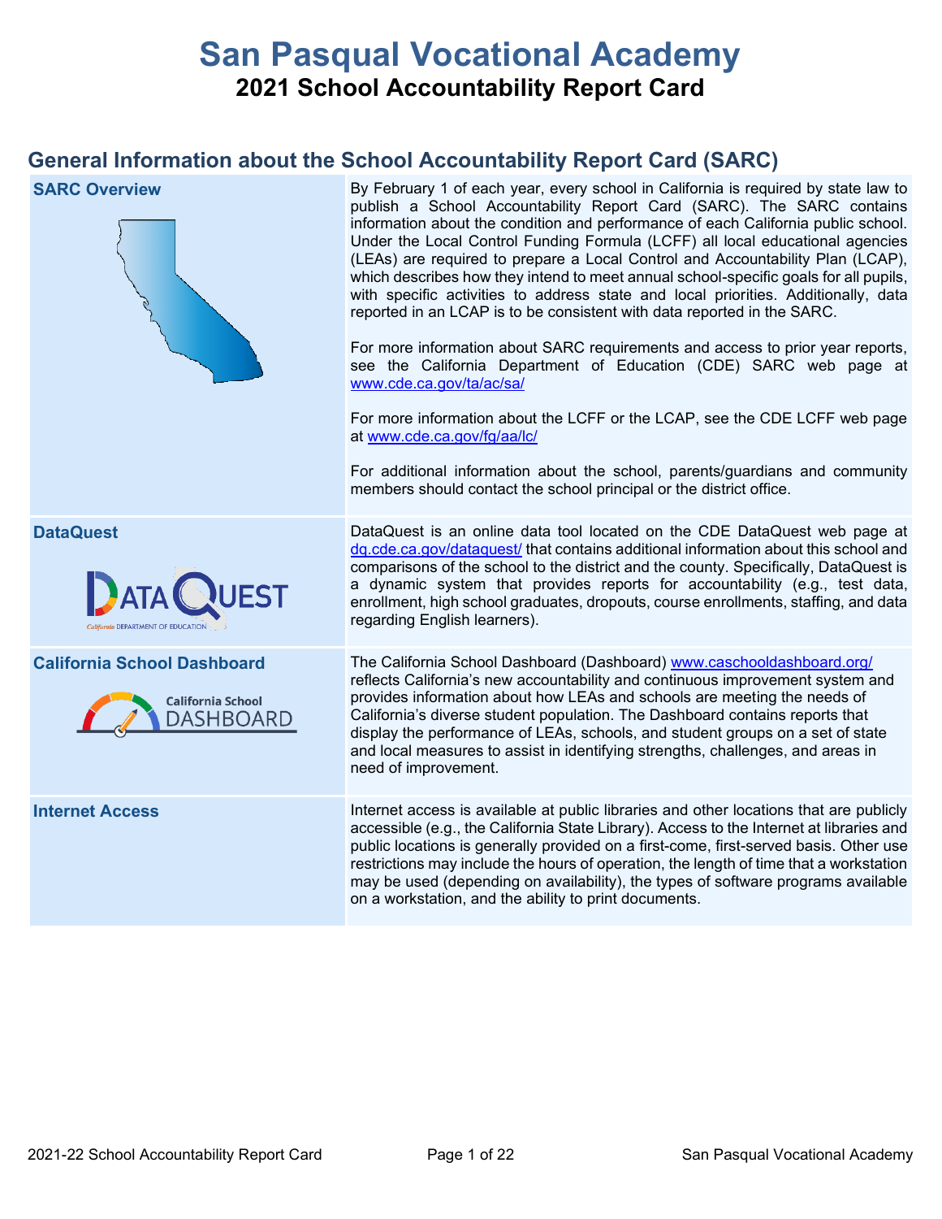# San Pasqual Vocational Academy

## 2021 School Accountability Report Card

## General Information about the School Accountability Report Card (SARC)

| | |
|---|---|
| **SARC Overview** | By February 1 of each year, every school in California is required by state law to publish a School Accountability Report Card (SARC). The SARC contains information about the condition and performance of each California public school. Under the Local Control Funding Formula (LCFF) all local educational agencies (LEAs) are required to prepare a Local Control and Accountability Plan (LCAP), which describes how they intend to meet annual school-specific goals for all pupils, with specific activities to address state and local priorities. Additionally, data reported in an LCAP is to be consistent with data reported in the SARC.<br><br>For more information about SARC requirements and access to prior year reports, see the California Department of Education (CDE) SARC web page at www.cde.ca.gov/ta/ac/sa/<br><br>For more information about the LCFF or the LCAP, see the CDE LCFF web page at www.cde.ca.gov/fg/aa/lc/<br><br>For additional information about the school, parents/guardians and community members should contact the school principal or the district office. |
| **DataQuest** | DataQuest is an online data tool located on the CDE DataQuest web page at dq.cde.ca.gov/dataquest/ that contains additional information about this school and comparisons of the school to the district and the county. Specifically, DataQuest is a dynamic system that provides reports for accountability (e.g., test data, enrollment, high school graduates, dropouts, course enrollments, staffing, and data regarding English learners). |
| **California School Dashboard** | The California School Dashboard (Dashboard) www.caschooldashboard.org/ reflects California's new accountability and continuous improvement system and provides information about how LEAs and schools are meeting the needs of California's diverse student population. The Dashboard contains reports that display the performance of LEAs, schools, and student groups on a set of state and local measures to assist in identifying strengths, challenges, and areas in need of improvement. |
| **Internet Access** | Internet access is available at public libraries and other locations that are publicly accessible (e.g., the California State Library). Access to the Internet at libraries and public locations is generally provided on a first-come, first-served basis. Other use restrictions may include the hours of operation, the length of time that a workstation may be used (depending on availability), the types of software programs available on a workstation, and the ability to print documents. |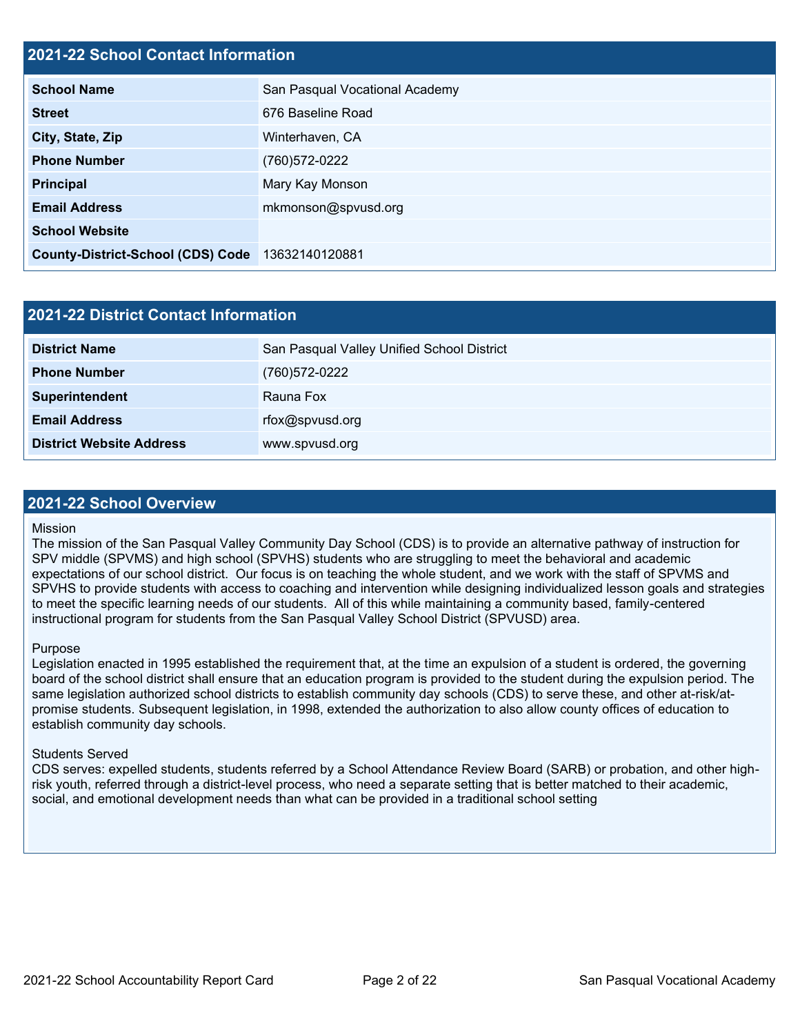## 2021-22 School Contact Information

| | |
|---|---|
| **School Name** | San Pasqual Vocational Academy |
| **Street** | 676 Baseline Road |
| **City, State, Zip** | Winterhaven, CA |
| **Phone Number** | (760)572-0222 |
| **Principal** | Mary Kay Monson |
| **Email Address** | mkmonson@spvusd.org |
| **School Website** | |
| **County-District-School (CDS) Code** | 13632140120881 |

## 2021-22 District Contact Information

| | |
|---|---|
| **District Name** | San Pasqual Valley Unified School District |
| **Phone Number** | (760)572-0222 |
| **Superintendent** | Rauna Fox |
| **Email Address** | rfox@spvusd.org |
| **District Website Address** | www.spvusd.org |

## 2021-22 School Overview

Mission

The mission of the San Pasqual Valley Community Day School (CDS) is to provide an alternative pathway of instruction for SPV middle (SPVMS) and high school (SPVHS) students who are struggling to meet the behavioral and academic expectations of our school district. Our focus is on teaching the whole student, and we work with the staff of SPVMS and SPVHS to provide students with access to coaching and intervention while designing individualized lesson goals and strategies to meet the specific learning needs of our students. All of this while maintaining a community based, family-centered instructional program for students from the San Pasqual Valley School District (SPVUSD) area.

Purpose

Legislation enacted in 1995 established the requirement that, at the time an expulsion of a student is ordered, the governing board of the school district shall ensure that an education program is provided to the student during the expulsion period. The same legislation authorized school districts to establish community day schools (CDS) to serve these, and other at-risk/at-promise students. Subsequent legislation, in 1998, extended the authorization to also allow county offices of education to establish community day schools.

Students Served

CDS serves: expelled students, students referred by a School Attendance Review Board (SARB) or probation, and other high-risk youth, referred through a district-level process, who need a separate setting that is better matched to their academic, social, and emotional development needs than what can be provided in a traditional school setting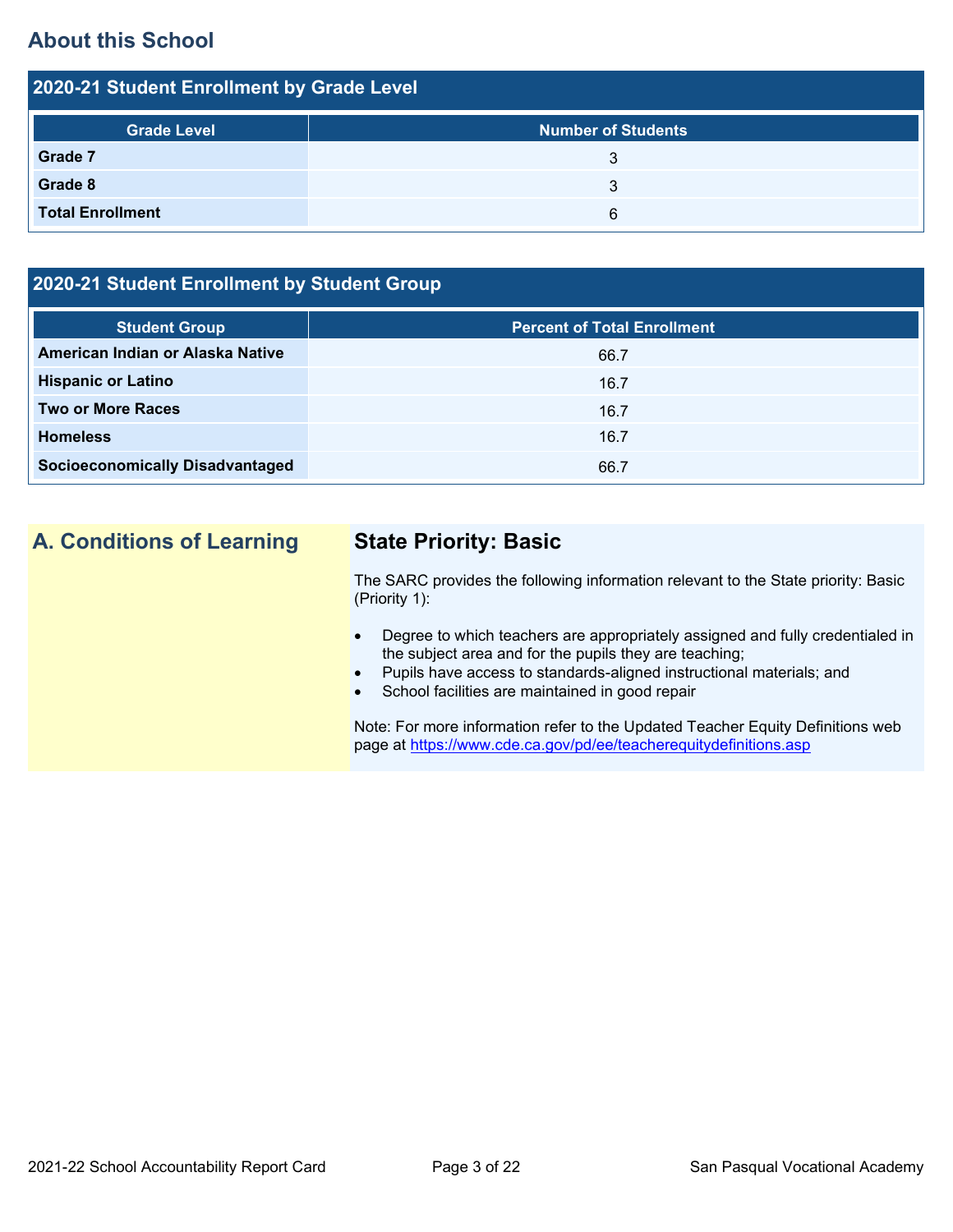## About this School

### 2020-21 Student Enrollment by Grade Level

| Grade Level | Number of Students |
|---|---|
| **Grade 7** | 3 |
| **Grade 8** | 3 |
| **Total Enrollment** | 6 |

### 2020-21 Student Enrollment by Student Group

| Student Group | Percent of Total Enrollment |
|---|---|
| **American Indian or Alaska Native** | 66.7 |
| **Hispanic or Latino** | 16.7 |
| **Two or More Races** | 16.7 |
| **Homeless** | 16.7 |
| **Socioeconomically Disadvantaged** | 66.7 |

## A. Conditions of Learning

### State Priority: Basic

The SARC provides the following information relevant to the State priority: Basic (Priority 1):

- Degree to which teachers are appropriately assigned and fully credentialed in the subject area and for the pupils they are teaching;
- Pupils have access to standards-aligned instructional materials; and
- School facilities are maintained in good repair

Note: For more information refer to the Updated Teacher Equity Definitions web page at https://www.cde.ca.gov/pd/ee/teacherequitydefinitions.asp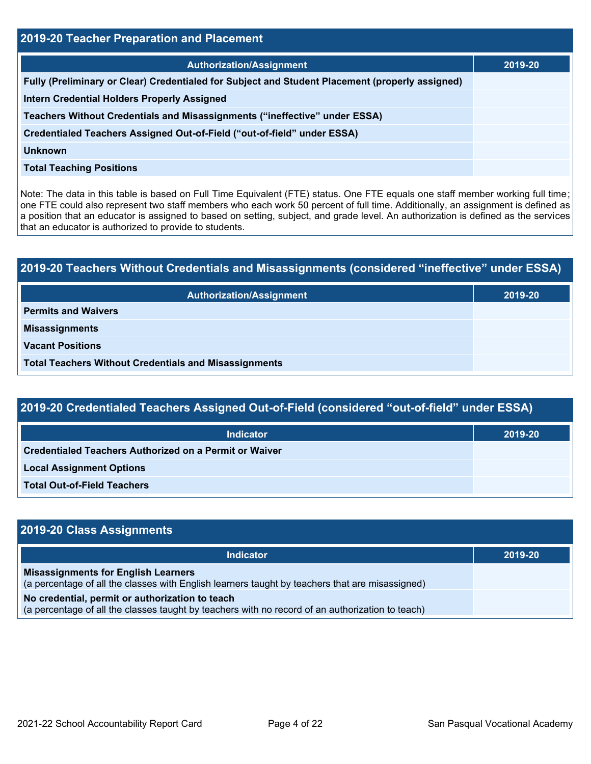## 2019-20 Teacher Preparation and Placement

| Authorization/Assignment | 2019-20 |
|---|---|
| Fully (Preliminary or Clear) Credentialed for Subject and Student Placement (properly assigned) | |
| Intern Credential Holders Properly Assigned | |
| Teachers Without Credentials and Misassignments ("ineffective" under ESSA) | |
| Credentialed Teachers Assigned Out-of-Field ("out-of-field" under ESSA) | |
| Unknown | |
| Total Teaching Positions | |

Note: The data in this table is based on Full Time Equivalent (FTE) status. One FTE equals one staff member working full time; one FTE could also represent two staff members who each work 50 percent of full time. Additionally, an assignment is defined as a position that an educator is assigned to based on setting, subject, and grade level. An authorization is defined as the services that an educator is authorized to provide to students.

## 2019-20 Teachers Without Credentials and Misassignments (considered "ineffective" under ESSA)

| Authorization/Assignment | 2019-20 |
|---|---|
| Permits and Waivers | |
| Misassignments | |
| Vacant Positions | |
| Total Teachers Without Credentials and Misassignments | |

## 2019-20 Credentialed Teachers Assigned Out-of-Field (considered "out-of-field" under ESSA)

| Indicator | 2019-20 |
|---|---|
| Credentialed Teachers Authorized on a Permit or Waiver | |
| Local Assignment Options | |
| Total Out-of-Field Teachers | |

## 2019-20 Class Assignments

| Indicator | 2019-20 |
|---|---|
| **Misassignments for English Learners** (a percentage of all the classes with English learners taught by teachers that are misassigned) | |
| **No credential, permit or authorization to teach** (a percentage of all the classes taught by teachers with no record of an authorization to teach) | |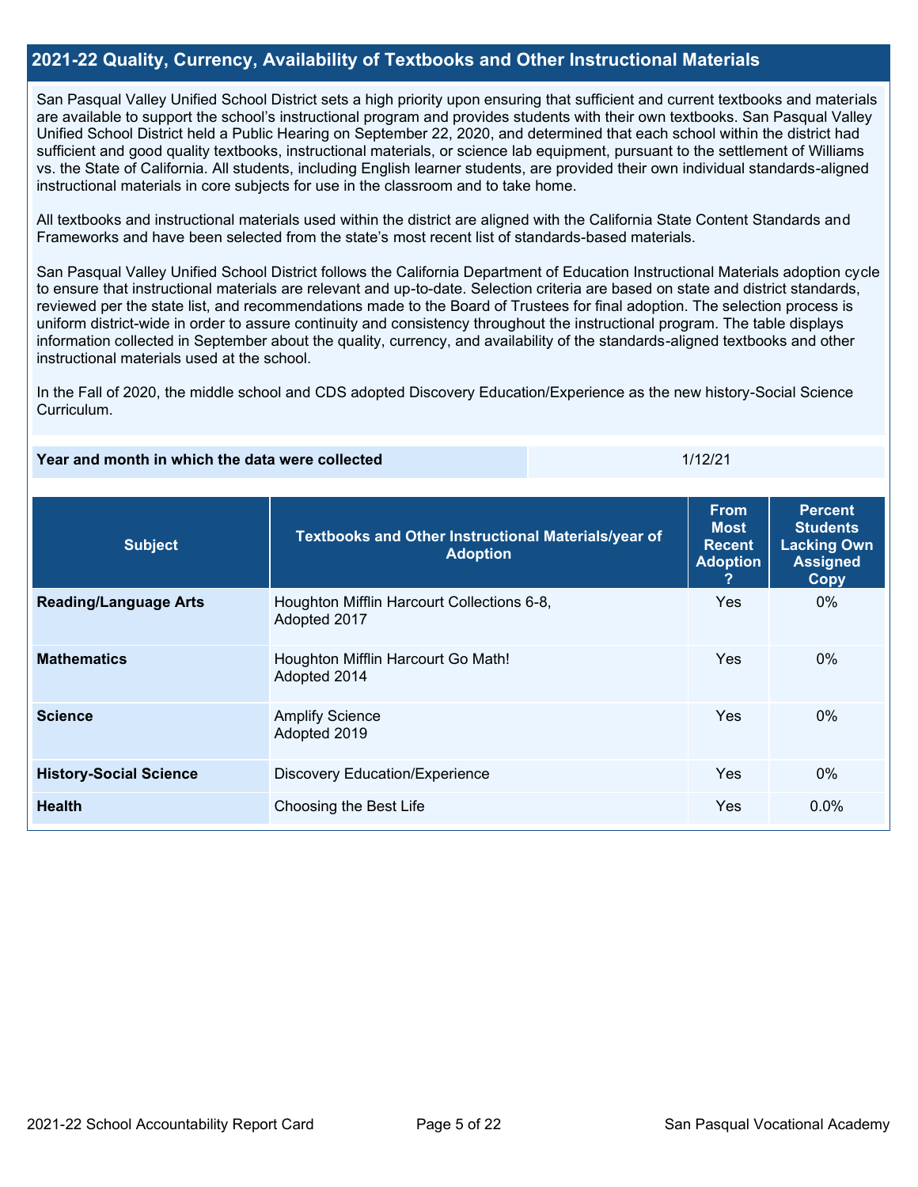## 2021-22 Quality, Currency, Availability of Textbooks and Other Instructional Materials

San Pasqual Valley Unified School District sets a high priority upon ensuring that sufficient and current textbooks and materials are available to support the school's instructional program and provides students with their own textbooks. San Pasqual Valley Unified School District held a Public Hearing on September 22, 2020, and determined that each school within the district had sufficient and good quality textbooks, instructional materials, or science lab equipment, pursuant to the settlement of Williams vs. the State of California. All students, including English learner students, are provided their own individual standards-aligned instructional materials in core subjects for use in the classroom and to take home.

All textbooks and instructional materials used within the district are aligned with the California State Content Standards and Frameworks and have been selected from the state's most recent list of standards-based materials.

San Pasqual Valley Unified School District follows the California Department of Education Instructional Materials adoption cycle to ensure that instructional materials are relevant and up-to-date. Selection criteria are based on state and district standards, reviewed per the state list, and recommendations made to the Board of Trustees for final adoption. The selection process is uniform district-wide in order to assure continuity and consistency throughout the instructional program. The table displays information collected in September about the quality, currency, and availability of the standards-aligned textbooks and other instructional materials used at the school.

In the Fall of 2020, the middle school and CDS adopted Discovery Education/Experience as the new history-Social Science Curriculum.

| | |
|---|---|
| **Year and month in which the data were collected** | 1/12/21 |

| Subject | Textbooks and Other Instructional Materials/year of Adoption | From Most Recent Adoption ? | Percent Students Lacking Own Assigned Copy |
|---|---|---|---|
| **Reading/Language Arts** | Houghton Mifflin Harcourt Collections 6-8, Adopted 2017 | Yes | 0% |
| **Mathematics** | Houghton Mifflin Harcourt Go Math! Adopted 2014 | Yes | 0% |
| **Science** | Amplify Science Adopted 2019 | Yes | 0% |
| **History-Social Science** | Discovery Education/Experience | Yes | 0% |
| **Health** | Choosing the Best Life | Yes | 0.0% |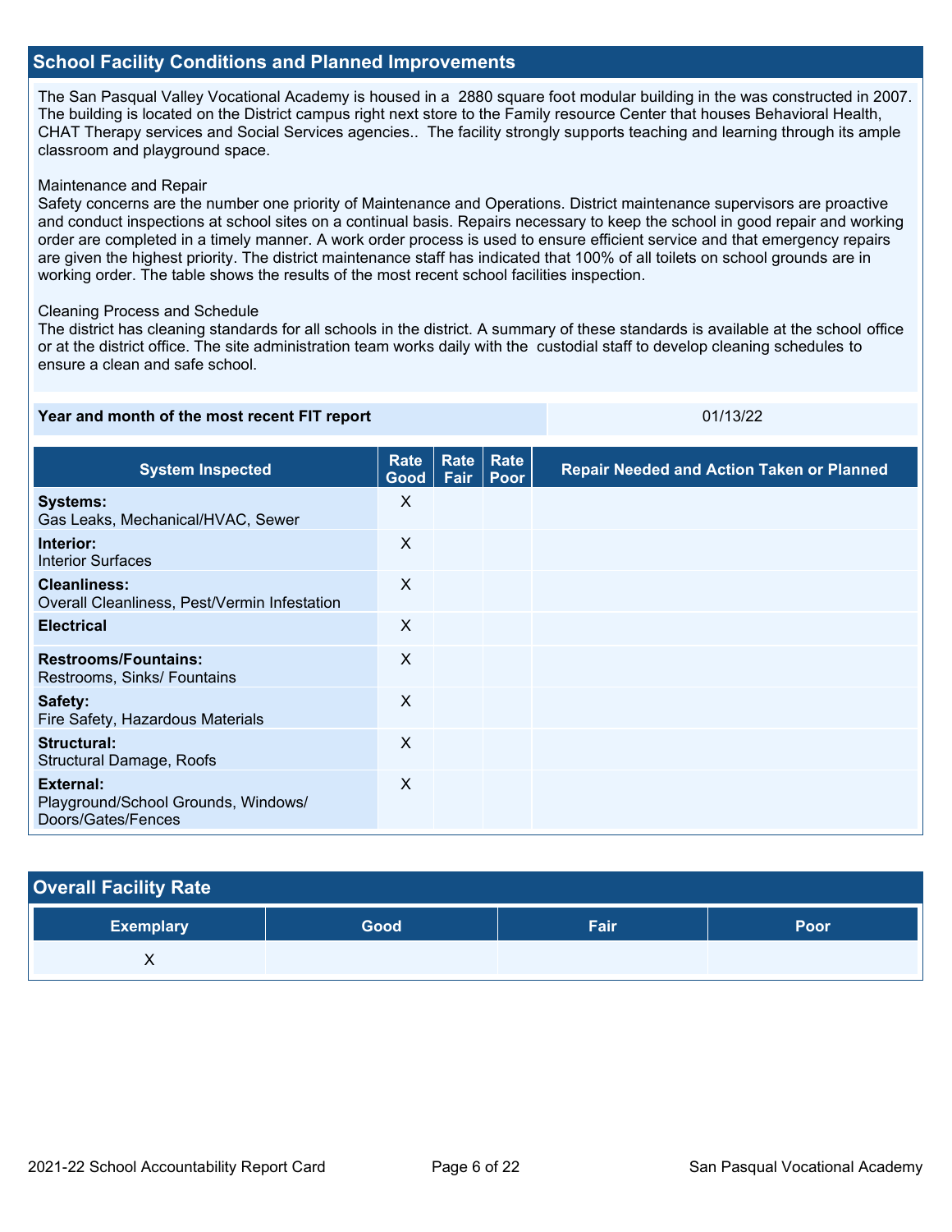## School Facility Conditions and Planned Improvements

The San Pasqual Valley Vocational Academy is housed in a  2880 square foot modular building in the was constructed in 2007. The building is located on the District campus right next store to the Family resource Center that houses Behavioral Health, CHAT Therapy services and Social Services agencies..  The facility strongly supports teaching and learning through its ample classroom and playground space.

Maintenance and Repair
Safety concerns are the number one priority of Maintenance and Operations. District maintenance supervisors are proactive and conduct inspections at school sites on a continual basis. Repairs necessary to keep the school in good repair and working order are completed in a timely manner. A work order process is used to ensure efficient service and that emergency repairs are given the highest priority. The district maintenance staff has indicated that 100% of all toilets on school grounds are in working order. The table shows the results of the most recent school facilities inspection.

Cleaning Process and Schedule
The district has cleaning standards for all schools in the district. A summary of these standards is available at the school office or at the district office. The site administration team works daily with the  custodial staff to develop cleaning schedules to ensure a clean and safe school.

| | |
|---|---|
| **Year and month of the most recent FIT report** | 01/13/22 |

| System Inspected | Rate Good | Rate Fair | Rate Poor | Repair Needed and Action Taken or Planned |
|---|---|---|---|---|
| **Systems:** Gas Leaks, Mechanical/HVAC, Sewer | X | | | |
| **Interior:** Interior Surfaces | X | | | |
| **Cleanliness:** Overall Cleanliness, Pest/Vermin Infestation | X | | | |
| **Electrical** | X | | | |
| **Restrooms/Fountains:** Restrooms, Sinks/ Fountains | X | | | |
| **Safety:** Fire Safety, Hazardous Materials | X | | | |
| **Structural:** Structural Damage, Roofs | X | | | |
| **External:** Playground/School Grounds, Windows/ Doors/Gates/Fences | X | | | |

## Overall Facility Rate

| Exemplary | Good | Fair | Poor |
|---|---|---|---|
| X | | | |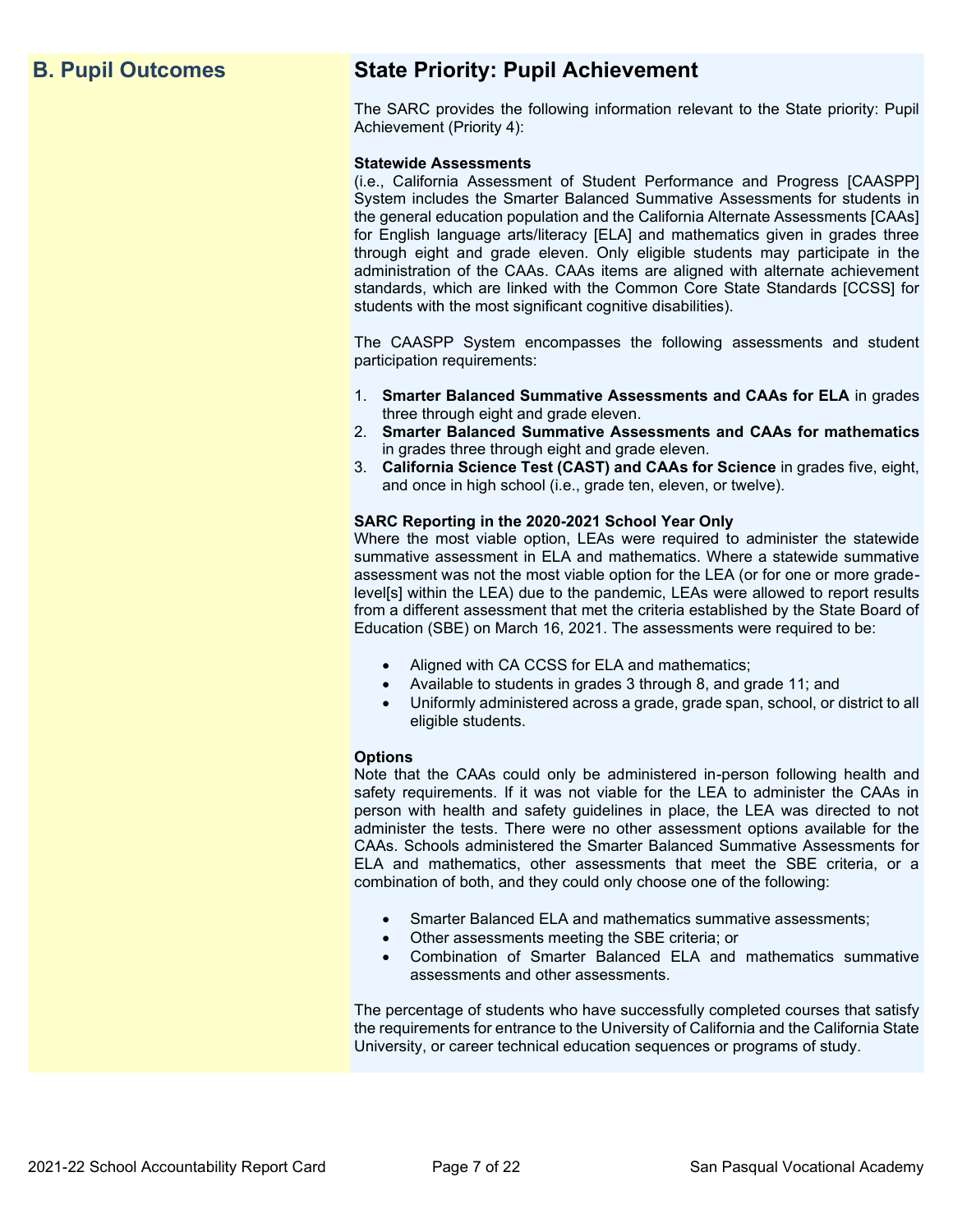## B. Pupil Outcomes

## State Priority: Pupil Achievement

The SARC provides the following information relevant to the State priority: Pupil Achievement (Priority 4):

**Statewide Assessments**
(i.e., California Assessment of Student Performance and Progress [CAASPP] System includes the Smarter Balanced Summative Assessments for students in the general education population and the California Alternate Assessments [CAAs] for English language arts/literacy [ELA] and mathematics given in grades three through eight and grade eleven. Only eligible students may participate in the administration of the CAAs. CAAs items are aligned with alternate achievement standards, which are linked with the Common Core State Standards [CCSS] for students with the most significant cognitive disabilities).

The CAASPP System encompasses the following assessments and student participation requirements:

1. **Smarter Balanced Summative Assessments and CAAs for ELA** in grades three through eight and grade eleven.
2. **Smarter Balanced Summative Assessments and CAAs for mathematics** in grades three through eight and grade eleven.
3. **California Science Test (CAST) and CAAs for Science** in grades five, eight, and once in high school (i.e., grade ten, eleven, or twelve).

**SARC Reporting in the 2020-2021 School Year Only**
Where the most viable option, LEAs were required to administer the statewide summative assessment in ELA and mathematics. Where a statewide summative assessment was not the most viable option for the LEA (or for one or more grade-level[s] within the LEA) due to the pandemic, LEAs were allowed to report results from a different assessment that met the criteria established by the State Board of Education (SBE) on March 16, 2021. The assessments were required to be:

- Aligned with CA CCSS for ELA and mathematics;
- Available to students in grades 3 through 8, and grade 11; and
- Uniformly administered across a grade, grade span, school, or district to all eligible students.

**Options**
Note that the CAAs could only be administered in-person following health and safety requirements. If it was not viable for the LEA to administer the CAAs in person with health and safety guidelines in place, the LEA was directed to not administer the tests. There were no other assessment options available for the CAAs. Schools administered the Smarter Balanced Summative Assessments for ELA and mathematics, other assessments that meet the SBE criteria, or a combination of both, and they could only choose one of the following:

- Smarter Balanced ELA and mathematics summative assessments;
- Other assessments meeting the SBE criteria; or
- Combination of Smarter Balanced ELA and mathematics summative assessments and other assessments.

The percentage of students who have successfully completed courses that satisfy the requirements for entrance to the University of California and the California State University, or career technical education sequences or programs of study.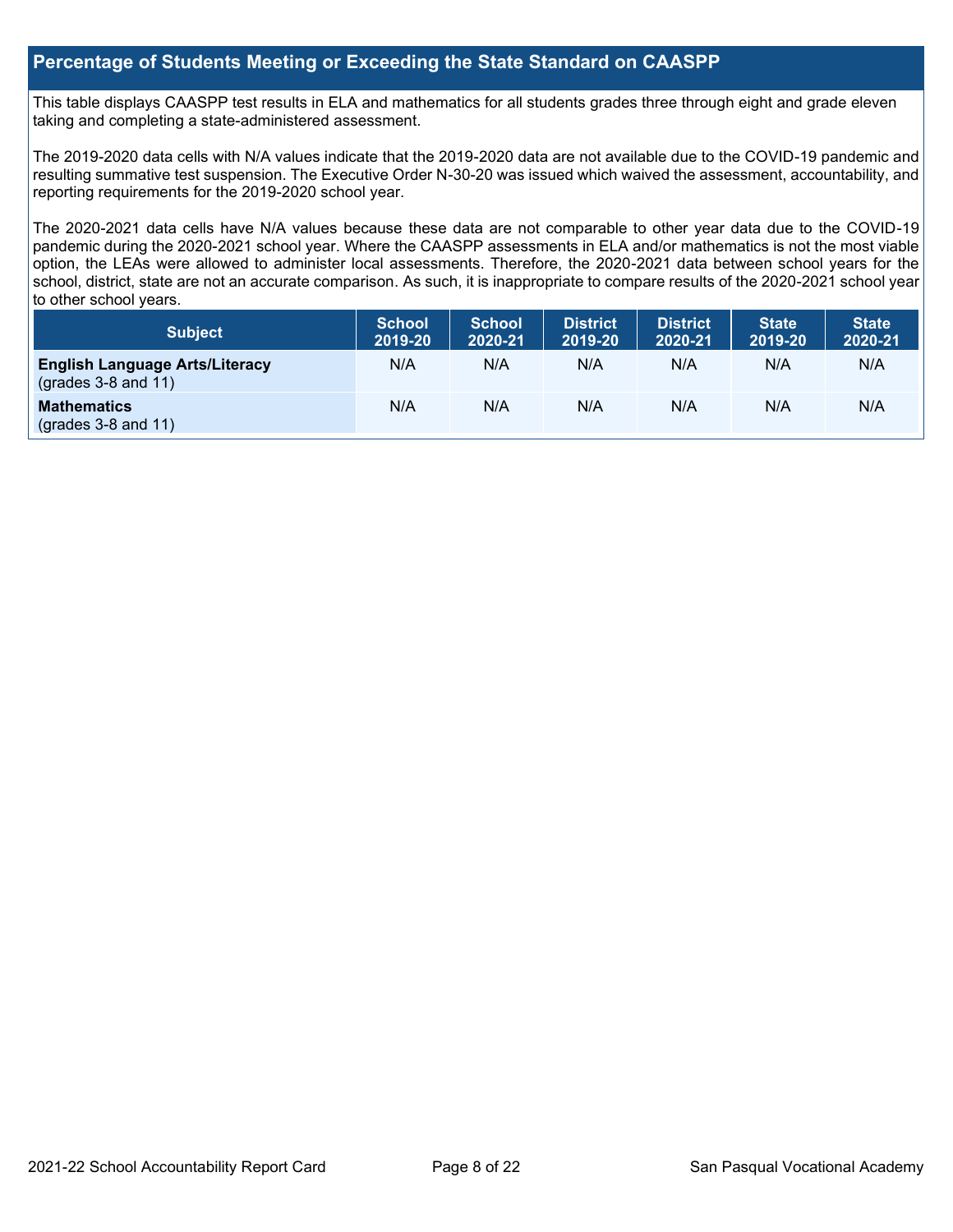## Percentage of Students Meeting or Exceeding the State Standard on CAASPP

This table displays CAASPP test results in ELA and mathematics for all students grades three through eight and grade eleven taking and completing a state-administered assessment.

The 2019-2020 data cells with N/A values indicate that the 2019-2020 data are not available due to the COVID-19 pandemic and resulting summative test suspension. The Executive Order N-30-20 was issued which waived the assessment, accountability, and reporting requirements for the 2019-2020 school year.

The 2020-2021 data cells have N/A values because these data are not comparable to other year data due to the COVID-19 pandemic during the 2020-2021 school year. Where the CAASPP assessments in ELA and/or mathematics is not the most viable option, the LEAs were allowed to administer local assessments. Therefore, the 2020-2021 data between school years for the school, district, state are not an accurate comparison. As such, it is inappropriate to compare results of the 2020-2021 school year to other school years.

| Subject | School 2019-20 | School 2020-21 | District 2019-20 | District 2020-21 | State 2019-20 | State 2020-21 |
|---|---|---|---|---|---|---|
| **English Language Arts/Literacy** (grades 3-8 and 11) | N/A | N/A | N/A | N/A | N/A | N/A |
| **Mathematics** (grades 3-8 and 11) | N/A | N/A | N/A | N/A | N/A | N/A |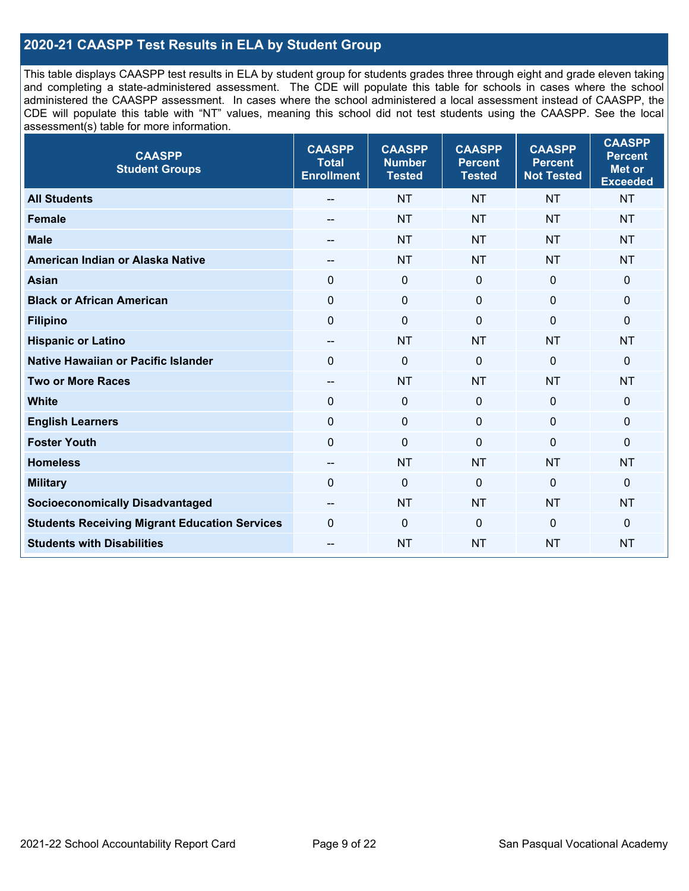## 2020-21 CAASPP Test Results in ELA by Student Group

This table displays CAASPP test results in ELA by student group for students grades three through eight and grade eleven taking and completing a state-administered assessment. The CDE will populate this table for schools in cases where the school administered the CAASPP assessment. In cases where the school administered a local assessment instead of CAASPP, the CDE will populate this table with "NT" values, meaning this school did not test students using the CAASPP. See the local assessment(s) table for more information.

| CAASPP Student Groups | CAASPP Total Enrollment | CAASPP Number Tested | CAASPP Percent Tested | CAASPP Percent Not Tested | CAASPP Percent Met or Exceeded |
|---|---|---|---|---|---|
| **All Students** | -- | NT | NT | NT | NT |
| **Female** | -- | NT | NT | NT | NT |
| **Male** | -- | NT | NT | NT | NT |
| **American Indian or Alaska Native** | -- | NT | NT | NT | NT |
| **Asian** | 0 | 0 | 0 | 0 | 0 |
| **Black or African American** | 0 | 0 | 0 | 0 | 0 |
| **Filipino** | 0 | 0 | 0 | 0 | 0 |
| **Hispanic or Latino** | -- | NT | NT | NT | NT |
| **Native Hawaiian or Pacific Islander** | 0 | 0 | 0 | 0 | 0 |
| **Two or More Races** | -- | NT | NT | NT | NT |
| **White** | 0 | 0 | 0 | 0 | 0 |
| **English Learners** | 0 | 0 | 0 | 0 | 0 |
| **Foster Youth** | 0 | 0 | 0 | 0 | 0 |
| **Homeless** | -- | NT | NT | NT | NT |
| **Military** | 0 | 0 | 0 | 0 | 0 |
| **Socioeconomically Disadvantaged** | -- | NT | NT | NT | NT |
| **Students Receiving Migrant Education Services** | 0 | 0 | 0 | 0 | 0 |
| **Students with Disabilities** | -- | NT | NT | NT | NT |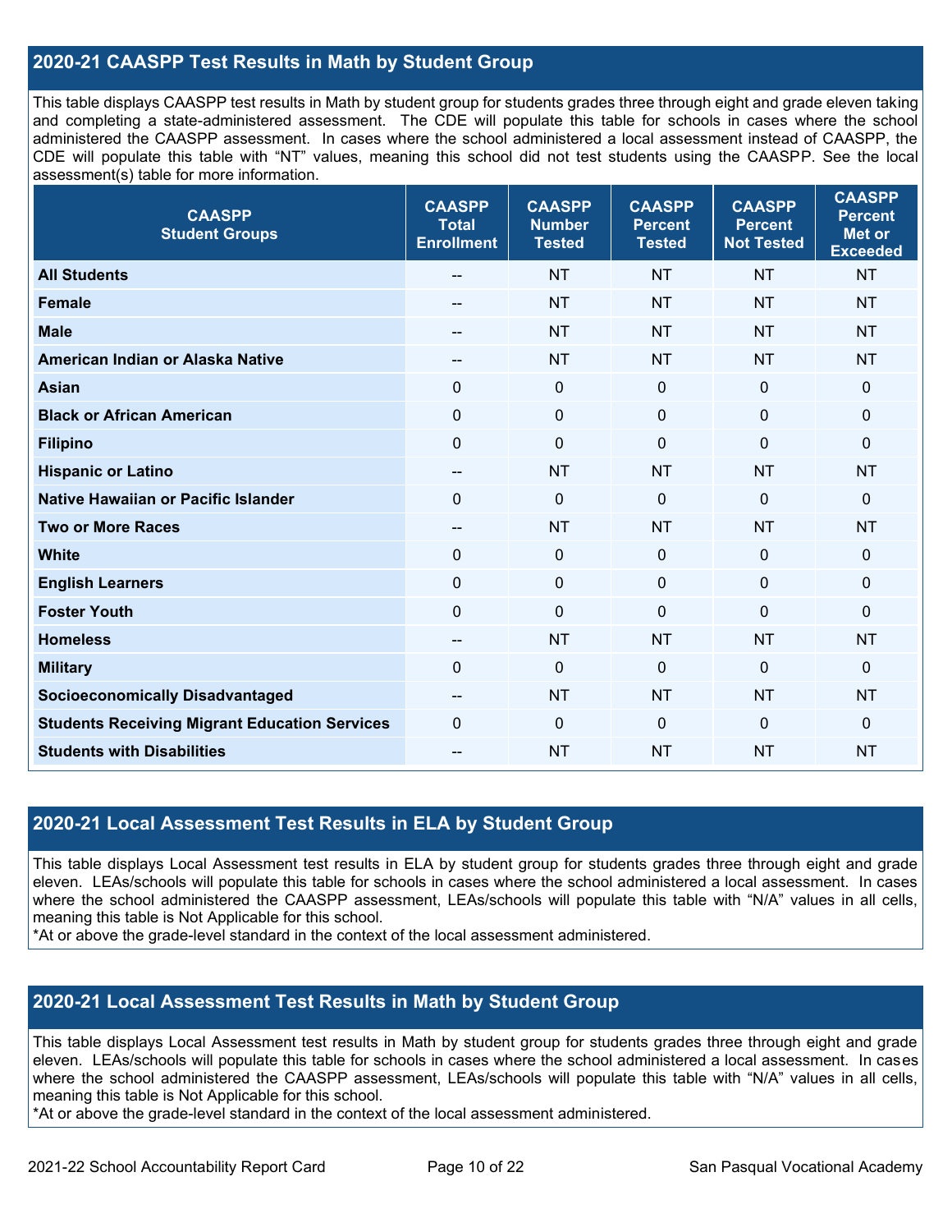## 2020-21 CAASPP Test Results in Math by Student Group

This table displays CAASPP test results in Math by student group for students grades three through eight and grade eleven taking and completing a state-administered assessment. The CDE will populate this table for schools in cases where the school administered the CAASPP assessment. In cases where the school administered a local assessment instead of CAASPP, the CDE will populate this table with "NT" values, meaning this school did not test students using the CAASPP. See the local assessment(s) table for more information.

| CAASPP Student Groups | CAASPP Total Enrollment | CAASPP Number Tested | CAASPP Percent Tested | CAASPP Percent Not Tested | CAASPP Percent Met or Exceeded |
|---|---|---|---|---|---|
| **All Students** | -- | NT | NT | NT | NT |
| **Female** | -- | NT | NT | NT | NT |
| **Male** | -- | NT | NT | NT | NT |
| **American Indian or Alaska Native** | -- | NT | NT | NT | NT |
| **Asian** | 0 | 0 | 0 | 0 | 0 |
| **Black or African American** | 0 | 0 | 0 | 0 | 0 |
| **Filipino** | 0 | 0 | 0 | 0 | 0 |
| **Hispanic or Latino** | -- | NT | NT | NT | NT |
| **Native Hawaiian or Pacific Islander** | 0 | 0 | 0 | 0 | 0 |
| **Two or More Races** | -- | NT | NT | NT | NT |
| **White** | 0 | 0 | 0 | 0 | 0 |
| **English Learners** | 0 | 0 | 0 | 0 | 0 |
| **Foster Youth** | 0 | 0 | 0 | 0 | 0 |
| **Homeless** | -- | NT | NT | NT | NT |
| **Military** | 0 | 0 | 0 | 0 | 0 |
| **Socioeconomically Disadvantaged** | -- | NT | NT | NT | NT |
| **Students Receiving Migrant Education Services** | 0 | 0 | 0 | 0 | 0 |
| **Students with Disabilities** | -- | NT | NT | NT | NT |

## 2020-21 Local Assessment Test Results in ELA by Student Group

This table displays Local Assessment test results in ELA by student group for students grades three through eight and grade eleven. LEAs/schools will populate this table for schools in cases where the school administered a local assessment. In cases where the school administered the CAASPP assessment, LEAs/schools will populate this table with "N/A" values in all cells, meaning this table is Not Applicable for this school.

*At or above the grade-level standard in the context of the local assessment administered.

## 2020-21 Local Assessment Test Results in Math by Student Group

This table displays Local Assessment test results in Math by student group for students grades three through eight and grade eleven. LEAs/schools will populate this table for schools in cases where the school administered a local assessment. In cases where the school administered the CAASPP assessment, LEAs/schools will populate this table with "N/A" values in all cells, meaning this table is Not Applicable for this school.

*At or above the grade-level standard in the context of the local assessment administered.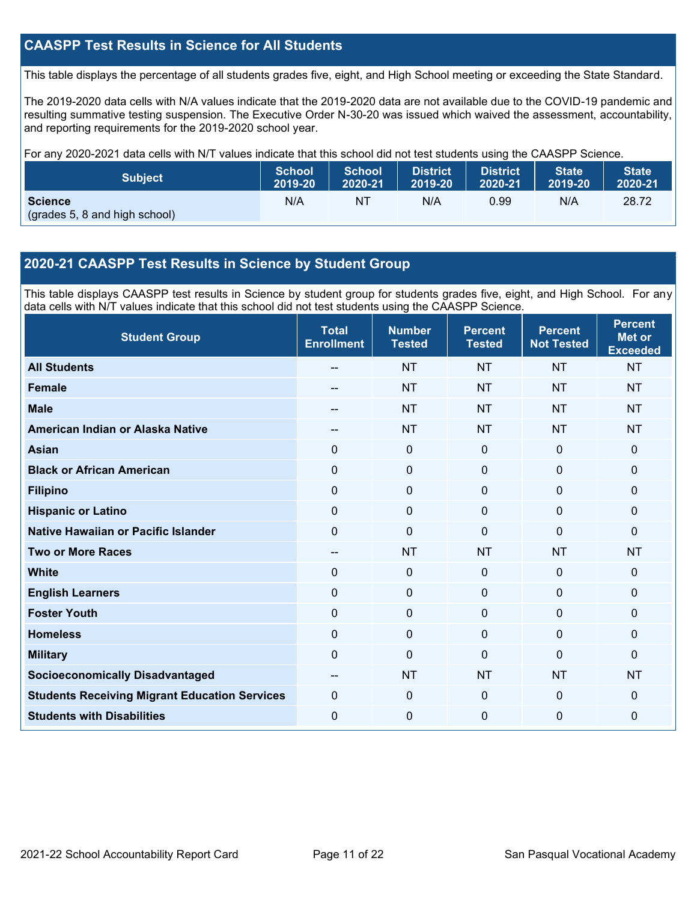## CAASPP Test Results in Science for All Students

This table displays the percentage of all students grades five, eight, and High School meeting or exceeding the State Standard.

The 2019-2020 data cells with N/A values indicate that the 2019-2020 data are not available due to the COVID-19 pandemic and resulting summative testing suspension. The Executive Order N-30-20 was issued which waived the assessment, accountability, and reporting requirements for the 2019-2020 school year.

For any 2020-2021 data cells with N/T values indicate that this school did not test students using the CAASPP Science.

| Subject | School 2019-20 | School 2020-21 | District 2019-20 | District 2020-21 | State 2019-20 | State 2020-21 |
|---|---|---|---|---|---|---|
| **Science** (grades 5, 8 and high school) | N/A | NT | N/A | 0.99 | N/A | 28.72 |

## 2020-21 CAASPP Test Results in Science by Student Group

This table displays CAASPP test results in Science by student group for students grades five, eight, and High School. For any data cells with N/T values indicate that this school did not test students using the CAASPP Science.

| Student Group | Total Enrollment | Number Tested | Percent Tested | Percent Not Tested | Percent Met or Exceeded |
|---|---|---|---|---|---|
| **All Students** | -- | NT | NT | NT | NT |
| **Female** | -- | NT | NT | NT | NT |
| **Male** | -- | NT | NT | NT | NT |
| **American Indian or Alaska Native** | -- | NT | NT | NT | NT |
| **Asian** | 0 | 0 | 0 | 0 | 0 |
| **Black or African American** | 0 | 0 | 0 | 0 | 0 |
| **Filipino** | 0 | 0 | 0 | 0 | 0 |
| **Hispanic or Latino** | 0 | 0 | 0 | 0 | 0 |
| **Native Hawaiian or Pacific Islander** | 0 | 0 | 0 | 0 | 0 |
| **Two or More Races** | -- | NT | NT | NT | NT |
| **White** | 0 | 0 | 0 | 0 | 0 |
| **English Learners** | 0 | 0 | 0 | 0 | 0 |
| **Foster Youth** | 0 | 0 | 0 | 0 | 0 |
| **Homeless** | 0 | 0 | 0 | 0 | 0 |
| **Military** | 0 | 0 | 0 | 0 | 0 |
| **Socioeconomically Disadvantaged** | -- | NT | NT | NT | NT |
| **Students Receiving Migrant Education Services** | 0 | 0 | 0 | 0 | 0 |
| **Students with Disabilities** | 0 | 0 | 0 | 0 | 0 |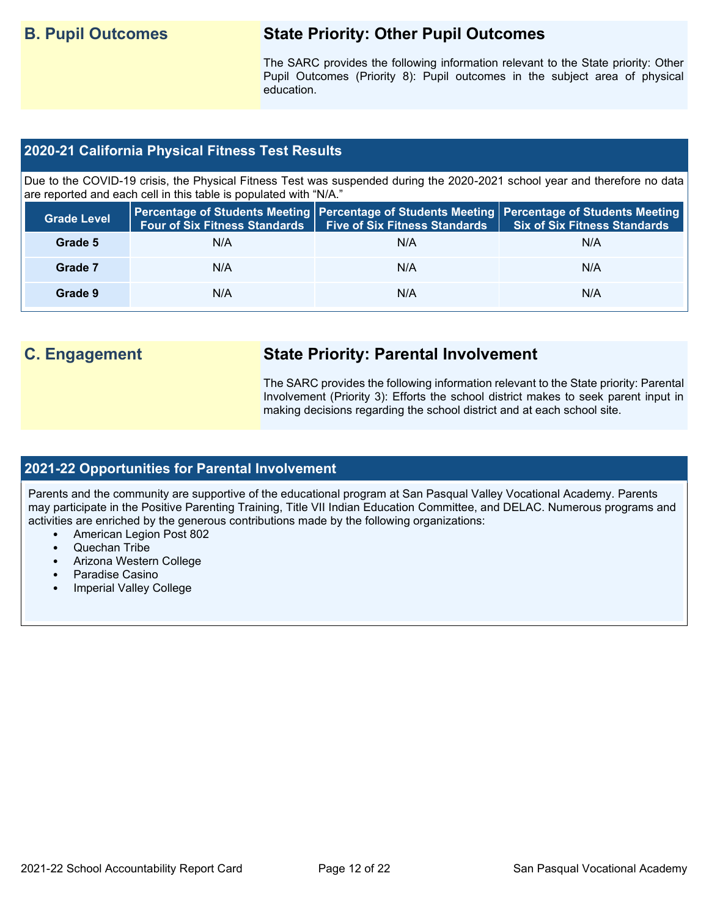## B. Pupil Outcomes

### State Priority: Other Pupil Outcomes

The SARC provides the following information relevant to the State priority: Other Pupil Outcomes (Priority 8): Pupil outcomes in the subject area of physical education.

### 2020-21 California Physical Fitness Test Results

Due to the COVID-19 crisis, the Physical Fitness Test was suspended during the 2020-2021 school year and therefore no data are reported and each cell in this table is populated with "N/A."

| Grade Level | Percentage of Students Meeting Four of Six Fitness Standards | Percentage of Students Meeting Five of Six Fitness Standards | Percentage of Students Meeting Six of Six Fitness Standards |
|---|---|---|---|
| Grade 5 | N/A | N/A | N/A |
| Grade 7 | N/A | N/A | N/A |
| Grade 9 | N/A | N/A | N/A |

## C. Engagement

### State Priority: Parental Involvement

The SARC provides the following information relevant to the State priority: Parental Involvement (Priority 3): Efforts the school district makes to seek parent input in making decisions regarding the school district and at each school site.

### 2021-22 Opportunities for Parental Involvement

Parents and the community are supportive of the educational program at San Pasqual Valley Vocational Academy. Parents may participate in the Positive Parenting Training, Title VII Indian Education Committee, and DELAC. Numerous programs and activities are enriched by the generous contributions made by the following organizations:

- American Legion Post 802
- Quechan Tribe
- Arizona Western College
- Paradise Casino
- Imperial Valley College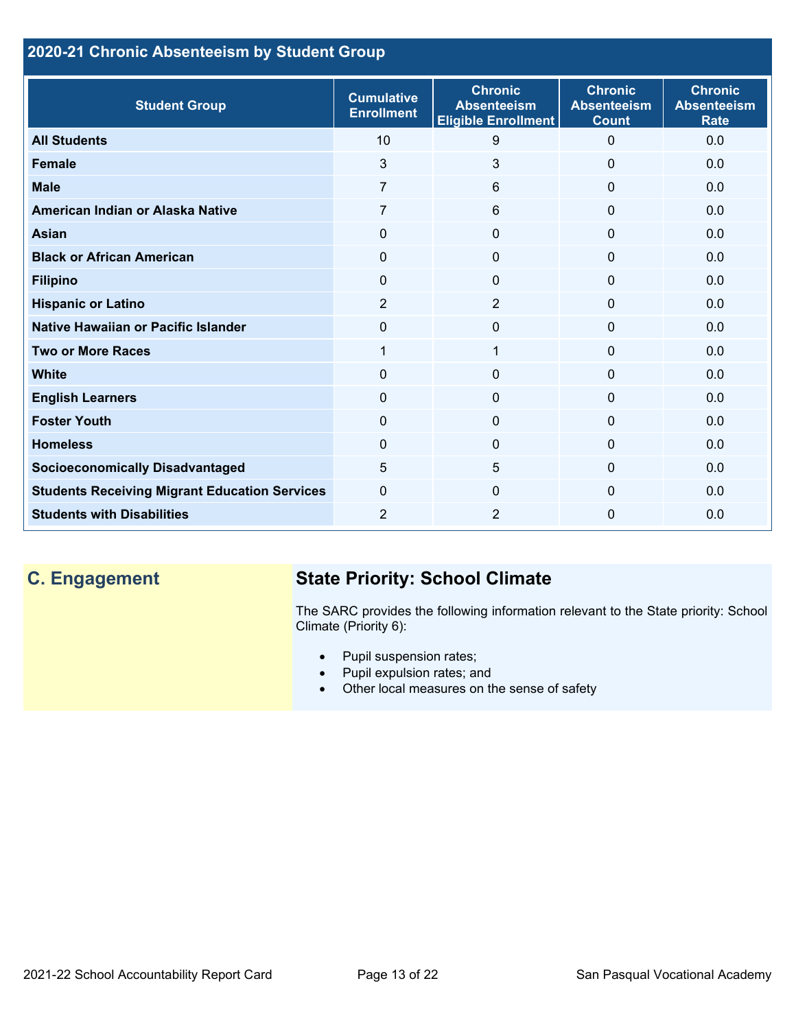## 2020-21 Chronic Absenteeism by Student Group

| Student Group | Cumulative Enrollment | Chronic Absenteeism Eligible Enrollment | Chronic Absenteeism Count | Chronic Absenteeism Rate |
|---|---|---|---|---|
| **All Students** | 10 | 9 | 0 | 0.0 |
| **Female** | 3 | 3 | 0 | 0.0 |
| **Male** | 7 | 6 | 0 | 0.0 |
| **American Indian or Alaska Native** | 7 | 6 | 0 | 0.0 |
| **Asian** | 0 | 0 | 0 | 0.0 |
| **Black or African American** | 0 | 0 | 0 | 0.0 |
| **Filipino** | 0 | 0 | 0 | 0.0 |
| **Hispanic or Latino** | 2 | 2 | 0 | 0.0 |
| **Native Hawaiian or Pacific Islander** | 0 | 0 | 0 | 0.0 |
| **Two or More Races** | 1 | 1 | 0 | 0.0 |
| **White** | 0 | 0 | 0 | 0.0 |
| **English Learners** | 0 | 0 | 0 | 0.0 |
| **Foster Youth** | 0 | 0 | 0 | 0.0 |
| **Homeless** | 0 | 0 | 0 | 0.0 |
| **Socioeconomically Disadvantaged** | 5 | 5 | 0 | 0.0 |
| **Students Receiving Migrant Education Services** | 0 | 0 | 0 | 0.0 |
| **Students with Disabilities** | 2 | 2 | 0 | 0.0 |

## C. Engagement

### State Priority: School Climate

The SARC provides the following information relevant to the State priority: School Climate (Priority 6):

- Pupil suspension rates;
- Pupil expulsion rates; and
- Other local measures on the sense of safety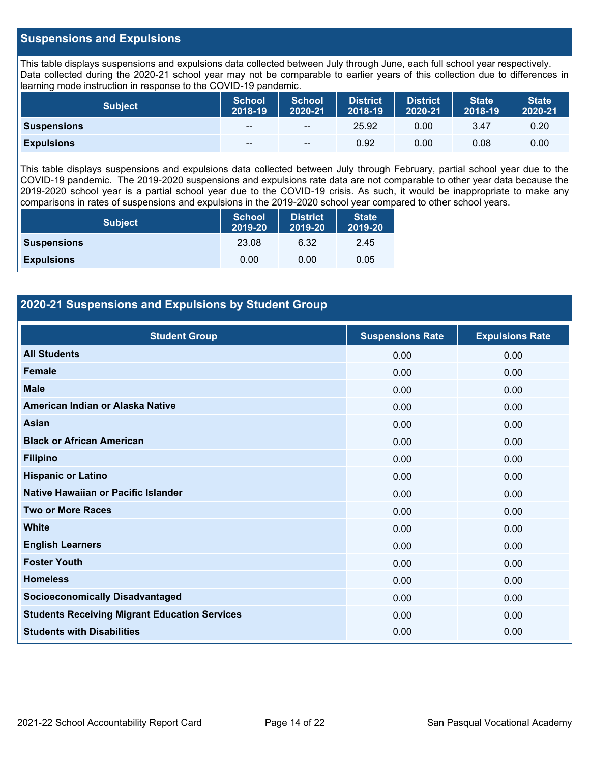## Suspensions and Expulsions

This table displays suspensions and expulsions data collected between July through June, each full school year respectively. Data collected during the 2020-21 school year may not be comparable to earlier years of this collection due to differences in learning mode instruction in response to the COVID-19 pandemic.

| Subject | School 2018-19 | School 2020-21 | District 2018-19 | District 2020-21 | State 2018-19 | State 2020-21 |
|---|---|---|---|---|---|---|
| **Suspensions** | -- | -- | 25.92 | 0.00 | 3.47 | 0.20 |
| **Expulsions** | -- | -- | 0.92 | 0.00 | 0.08 | 0.00 |

This table displays suspensions and expulsions data collected between July through February, partial school year due to the COVID-19 pandemic. The 2019-2020 suspensions and expulsions rate data are not comparable to other year data because the 2019-2020 school year is a partial school year due to the COVID-19 crisis. As such, it would be inappropriate to make any comparisons in rates of suspensions and expulsions in the 2019-2020 school year compared to other school years.

| Subject | School 2019-20 | District 2019-20 | State 2019-20 |
|---|---|---|---|
| **Suspensions** | 23.08 | 6.32 | 2.45 |
| **Expulsions** | 0.00 | 0.00 | 0.05 |

## 2020-21 Suspensions and Expulsions by Student Group

| Student Group | Suspensions Rate | Expulsions Rate |
|---|---|---|
| **All Students** | 0.00 | 0.00 |
| **Female** | 0.00 | 0.00 |
| **Male** | 0.00 | 0.00 |
| **American Indian or Alaska Native** | 0.00 | 0.00 |
| **Asian** | 0.00 | 0.00 |
| **Black or African American** | 0.00 | 0.00 |
| **Filipino** | 0.00 | 0.00 |
| **Hispanic or Latino** | 0.00 | 0.00 |
| **Native Hawaiian or Pacific Islander** | 0.00 | 0.00 |
| **Two or More Races** | 0.00 | 0.00 |
| **White** | 0.00 | 0.00 |
| **English Learners** | 0.00 | 0.00 |
| **Foster Youth** | 0.00 | 0.00 |
| **Homeless** | 0.00 | 0.00 |
| **Socioeconomically Disadvantaged** | 0.00 | 0.00 |
| **Students Receiving Migrant Education Services** | 0.00 | 0.00 |
| **Students with Disabilities** | 0.00 | 0.00 |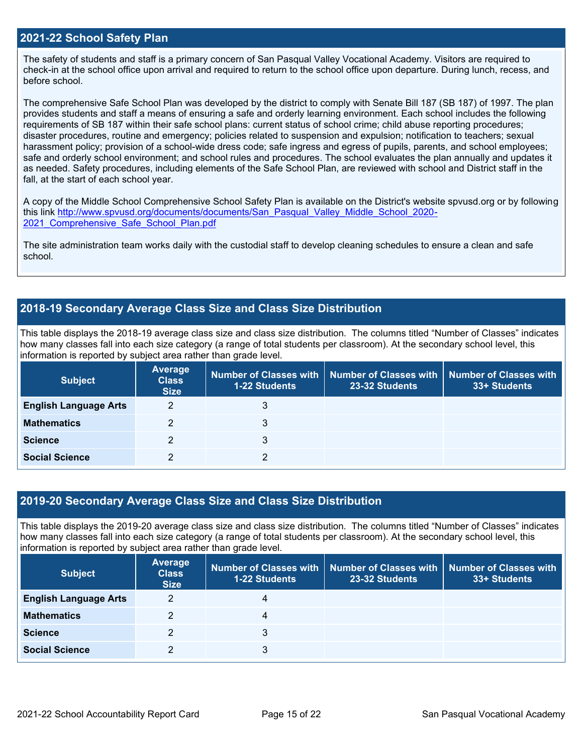## 2021-22 School Safety Plan

The safety of students and staff is a primary concern of San Pasqual Valley Vocational Academy. Visitors are required to check-in at the school office upon arrival and required to return to the school office upon departure. During lunch, recess, and before school.

The comprehensive Safe School Plan was developed by the district to comply with Senate Bill 187 (SB 187) of 1997. The plan provides students and staff a means of ensuring a safe and orderly learning environment. Each school includes the following requirements of SB 187 within their safe school plans: current status of school crime; child abuse reporting procedures; disaster procedures, routine and emergency; policies related to suspension and expulsion; notification to teachers; sexual harassment policy; provision of a school-wide dress code; safe ingress and egress of pupils, parents, and school employees; safe and orderly school environment; and school rules and procedures. The school evaluates the plan annually and updates it as needed. Safety procedures, including elements of the Safe School Plan, are reviewed with school and District staff in the fall, at the start of each school year.

A copy of the Middle School Comprehensive School Safety Plan is available on the District's website spvusd.org or by following this link http://www.spvusd.org/documents/documents/San_Pasqual_Valley_Middle_School_2020-2021_Comprehensive_Safe_School_Plan.pdf

The site administration team works daily with the custodial staff to develop cleaning schedules to ensure a clean and safe school.

## 2018-19 Secondary Average Class Size and Class Size Distribution

This table displays the 2018-19 average class size and class size distribution. The columns titled "Number of Classes" indicates how many classes fall into each size category (a range of total students per classroom). At the secondary school level, this information is reported by subject area rather than grade level.

| Subject | Average Class Size | Number of Classes with 1-22 Students | Number of Classes with 23-32 Students | Number of Classes with 33+ Students |
|---|---|---|---|---|
| **English Language Arts** | 2 | 3 | | |
| **Mathematics** | 2 | 3 | | |
| **Science** | 2 | 3 | | |
| **Social Science** | 2 | 2 | | |

## 2019-20 Secondary Average Class Size and Class Size Distribution

This table displays the 2019-20 average class size and class size distribution. The columns titled "Number of Classes" indicates how many classes fall into each size category (a range of total students per classroom). At the secondary school level, this information is reported by subject area rather than grade level.

| Subject | Average Class Size | Number of Classes with 1-22 Students | Number of Classes with 23-32 Students | Number of Classes with 33+ Students |
|---|---|---|---|---|
| **English Language Arts** | 2 | 4 | | |
| **Mathematics** | 2 | 4 | | |
| **Science** | 2 | 3 | | |
| **Social Science** | 2 | 3 | | |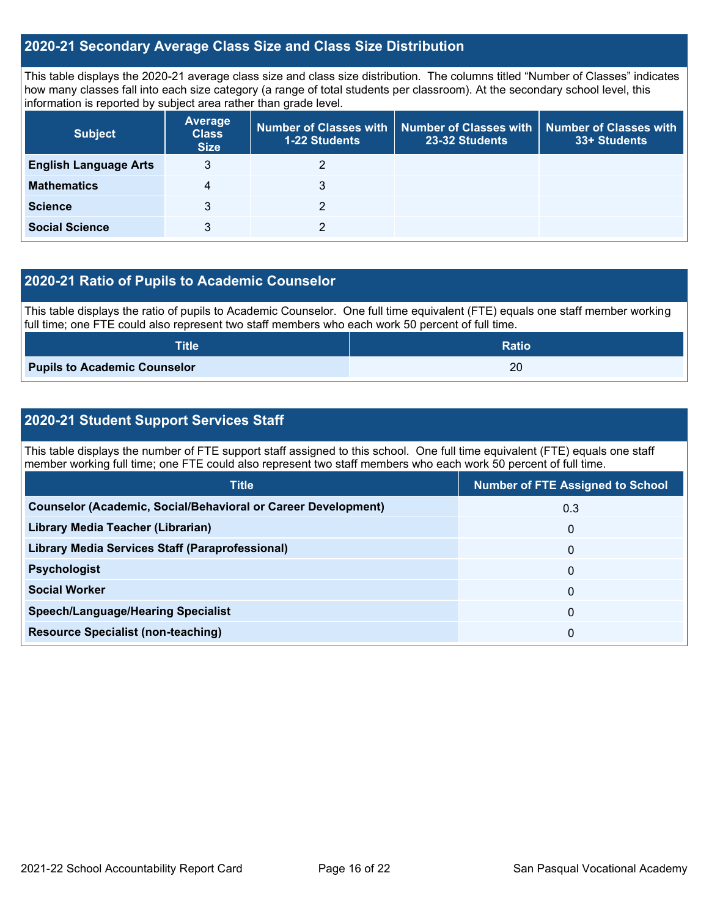## 2020-21 Secondary Average Class Size and Class Size Distribution

This table displays the 2020-21 average class size and class size distribution. The columns titled "Number of Classes" indicates how many classes fall into each size category (a range of total students per classroom). At the secondary school level, this information is reported by subject area rather than grade level.

| Subject | Average Class Size | Number of Classes with 1-22 Students | Number of Classes with 23-32 Students | Number of Classes with 33+ Students |
|---|---|---|---|---|
| **English Language Arts** | 3 | 2 | | |
| **Mathematics** | 4 | 3 | | |
| **Science** | 3 | 2 | | |
| **Social Science** | 3 | 2 | | |

## 2020-21 Ratio of Pupils to Academic Counselor

This table displays the ratio of pupils to Academic Counselor. One full time equivalent (FTE) equals one staff member working full time; one FTE could also represent two staff members who each work 50 percent of full time.

| Title | Ratio |
|---|---|
| **Pupils to Academic Counselor** | 20 |

## 2020-21 Student Support Services Staff

This table displays the number of FTE support staff assigned to this school. One full time equivalent (FTE) equals one staff member working full time; one FTE could also represent two staff members who each work 50 percent of full time.

| Title | Number of FTE Assigned to School |
|---|---|
| **Counselor (Academic, Social/Behavioral or Career Development)** | 0.3 |
| **Library Media Teacher (Librarian)** | 0 |
| **Library Media Services Staff (Paraprofessional)** | 0 |
| **Psychologist** | 0 |
| **Social Worker** | 0 |
| **Speech/Language/Hearing Specialist** | 0 |
| **Resource Specialist (non-teaching)** | 0 |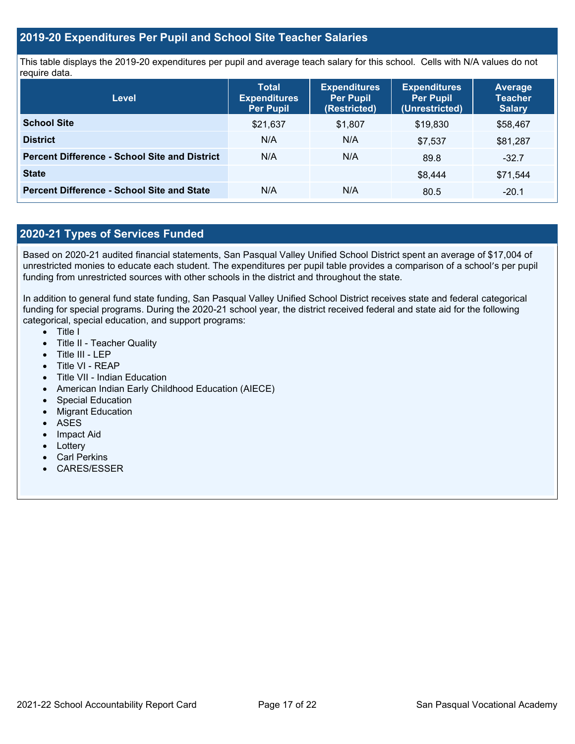## 2019-20 Expenditures Per Pupil and School Site Teacher Salaries

This table displays the 2019-20 expenditures per pupil and average teach salary for this school. Cells with N/A values do not require data.

| Level | Total Expenditures Per Pupil | Expenditures Per Pupil (Restricted) | Expenditures Per Pupil (Unrestricted) | Average Teacher Salary |
|---|---|---|---|---|
| **School Site** | $21,637 | $1,807 | $19,830 | $58,467 |
| **District** | N/A | N/A | $7,537 | $81,287 |
| **Percent Difference - School Site and District** | N/A | N/A | 89.8 | -32.7 |
| **State** | | | $8,444 | $71,544 |
| **Percent Difference - School Site and State** | N/A | N/A | 80.5 | -20.1 |

## 2020-21 Types of Services Funded

Based on 2020-21 audited financial statements, San Pasqual Valley Unified School District spent an average of $17,004 of unrestricted monies to educate each student. The expenditures per pupil table provides a comparison of a school's per pupil funding from unrestricted sources with other schools in the district and throughout the state.

In addition to general fund state funding, San Pasqual Valley Unified School District receives state and federal categorical funding for special programs. During the 2020-21 school year, the district received federal and state aid for the following categorical, special education, and support programs:

- Title I
- Title II - Teacher Quality
- Title III - LEP
- Title VI - REAP
- Title VII - Indian Education
- American Indian Early Childhood Education (AIECE)
- Special Education
- Migrant Education
- ASES
- Impact Aid
- Lottery
- Carl Perkins
- CARES/ESSER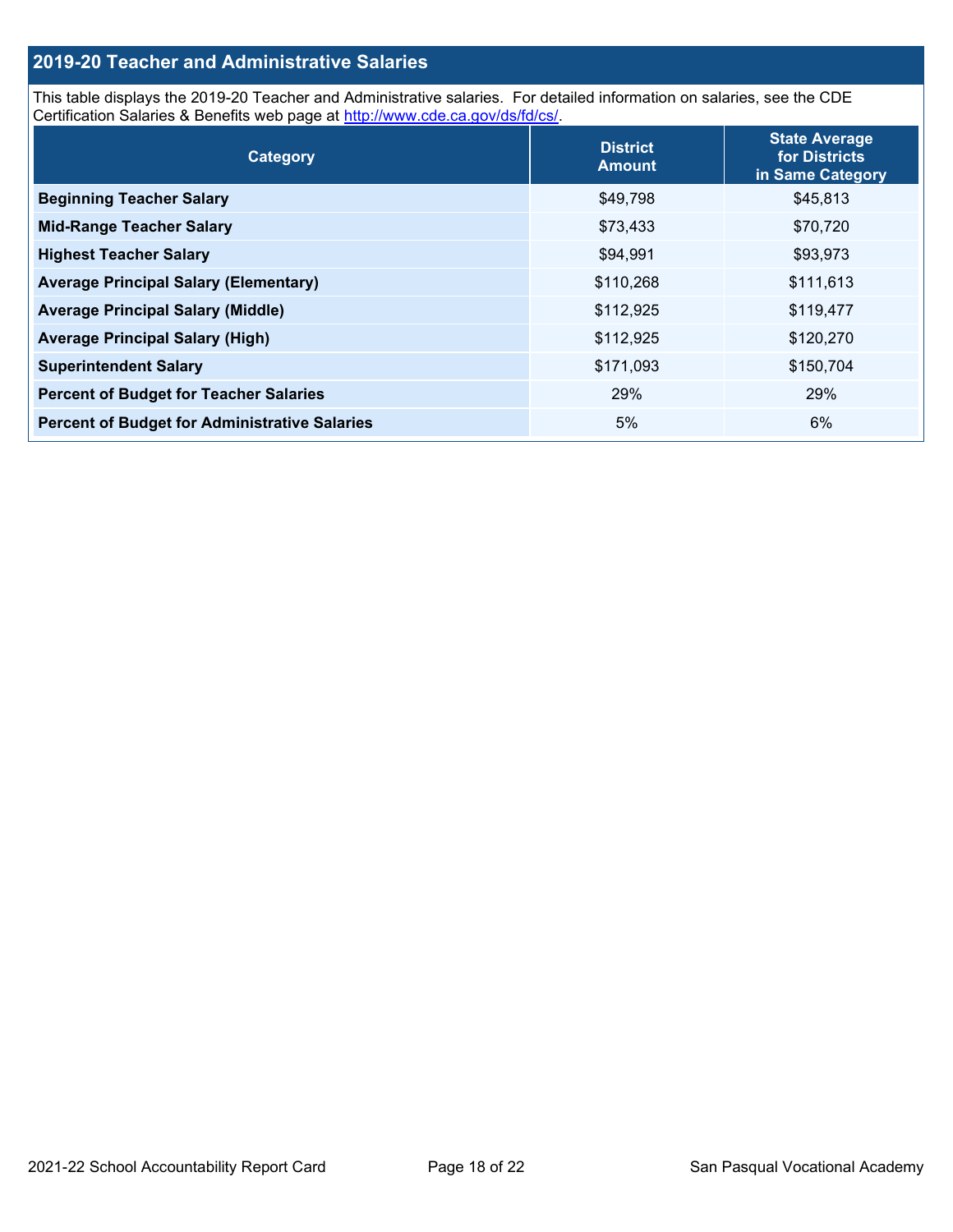## 2019-20 Teacher and Administrative Salaries

This table displays the 2019-20 Teacher and Administrative salaries. For detailed information on salaries, see the CDE Certification Salaries & Benefits web page at http://www.cde.ca.gov/ds/fd/cs/.

| Category | District Amount | State Average for Districts in Same Category |
|---|---|---|
| **Beginning Teacher Salary** | $49,798 | $45,813 |
| **Mid-Range Teacher Salary** | $73,433 | $70,720 |
| **Highest Teacher Salary** | $94,991 | $93,973 |
| **Average Principal Salary (Elementary)** | $110,268 | $111,613 |
| **Average Principal Salary (Middle)** | $112,925 | $119,477 |
| **Average Principal Salary (High)** | $112,925 | $120,270 |
| **Superintendent Salary** | $171,093 | $150,704 |
| **Percent of Budget for Teacher Salaries** | 29% | 29% |
| **Percent of Budget for Administrative Salaries** | 5% | 6% |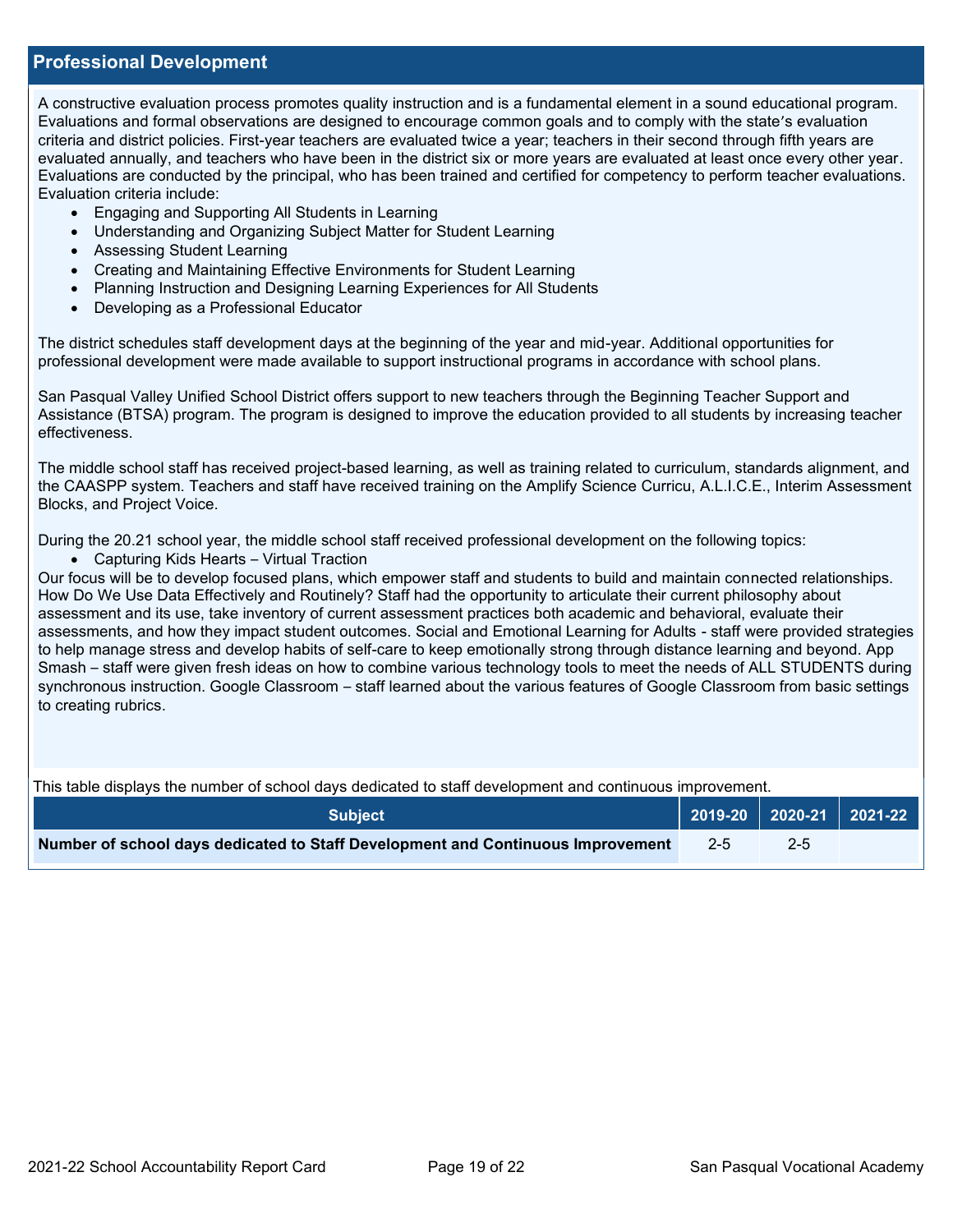## Professional Development

A constructive evaluation process promotes quality instruction and is a fundamental element in a sound educational program. Evaluations and formal observations are designed to encourage common goals and to comply with the state's evaluation criteria and district policies. First-year teachers are evaluated twice a year; teachers in their second through fifth years are evaluated annually, and teachers who have been in the district six or more years are evaluated at least once every other year. Evaluations are conducted by the principal, who has been trained and certified for competency to perform teacher evaluations. Evaluation criteria include:

- Engaging and Supporting All Students in Learning
- Understanding and Organizing Subject Matter for Student Learning
- Assessing Student Learning
- Creating and Maintaining Effective Environments for Student Learning
- Planning Instruction and Designing Learning Experiences for All Students
- Developing as a Professional Educator

The district schedules staff development days at the beginning of the year and mid-year. Additional opportunities for professional development were made available to support instructional programs in accordance with school plans.

San Pasqual Valley Unified School District offers support to new teachers through the Beginning Teacher Support and Assistance (BTSA) program. The program is designed to improve the education provided to all students by increasing teacher effectiveness.

The middle school staff has received project-based learning, as well as training related to curriculum, standards alignment, and the CAASPP system. Teachers and staff have received training on the Amplify Science Curricu, A.L.I.C.E., Interim Assessment Blocks, and Project Voice.

During the 20.21 school year, the middle school staff received professional development on the following topics:

- Capturing Kids Hearts – Virtual Traction

Our focus will be to develop focused plans, which empower staff and students to build and maintain connected relationships. How Do We Use Data Effectively and Routinely? Staff had the opportunity to articulate their current philosophy about assessment and its use, take inventory of current assessment practices both academic and behavioral, evaluate their assessments, and how they impact student outcomes. Social and Emotional Learning for Adults - staff were provided strategies to help manage stress and develop habits of self-care to keep emotionally strong through distance learning and beyond. App Smash – staff were given fresh ideas on how to combine various technology tools to meet the needs of ALL STUDENTS during synchronous instruction. Google Classroom – staff learned about the various features of Google Classroom from basic settings to creating rubrics.

This table displays the number of school days dedicated to staff development and continuous improvement.

| Subject | 2019-20 | 2020-21 | 2021-22 |
|---|---|---|---|
| **Number of school days dedicated to Staff Development and Continuous Improvement** | 2-5 | 2-5 | |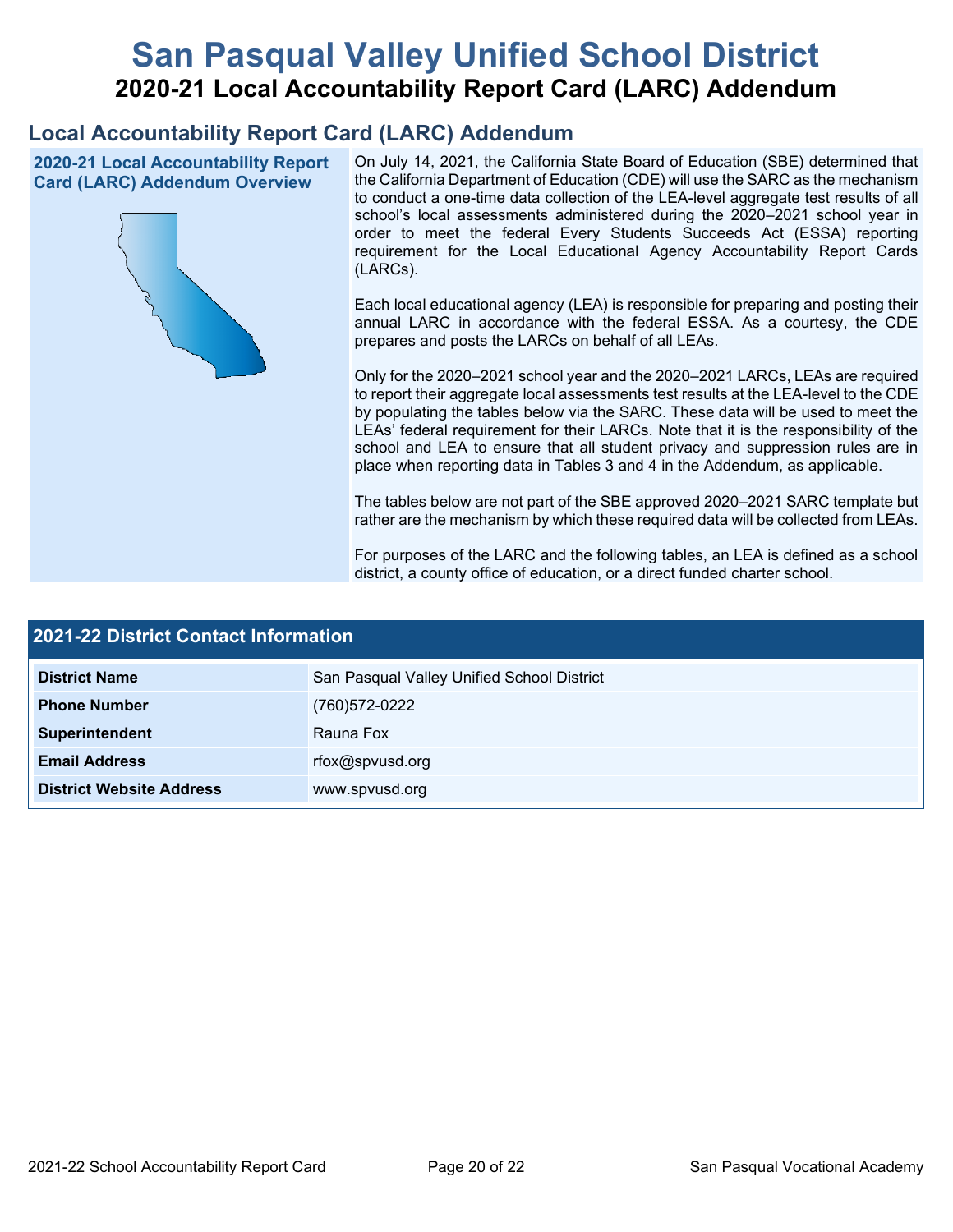# San Pasqual Valley Unified School District

## 2020-21 Local Accountability Report Card (LARC) Addendum

### Local Accountability Report Card (LARC) Addendum

**2020-21 Local Accountability Report Card (LARC) Addendum Overview**

On July 14, 2021, the California State Board of Education (SBE) determined that the California Department of Education (CDE) will use the SARC as the mechanism to conduct a one-time data collection of the LEA-level aggregate test results of all school's local assessments administered during the 2020–2021 school year in order to meet the federal Every Students Succeeds Act (ESSA) reporting requirement for the Local Educational Agency Accountability Report Cards (LARCs).

Each local educational agency (LEA) is responsible for preparing and posting their annual LARC in accordance with the federal ESSA. As a courtesy, the CDE prepares and posts the LARCs on behalf of all LEAs.

Only for the 2020–2021 school year and the 2020–2021 LARCs, LEAs are required to report their aggregate local assessments test results at the LEA-level to the CDE by populating the tables below via the SARC. These data will be used to meet the LEAs' federal requirement for their LARCs. Note that it is the responsibility of the school and LEA to ensure that all student privacy and suppression rules are in place when reporting data in Tables 3 and 4 in the Addendum, as applicable.

The tables below are not part of the SBE approved 2020–2021 SARC template but rather are the mechanism by which these required data will be collected from LEAs.

For purposes of the LARC and the following tables, an LEA is defined as a school district, a county office of education, or a direct funded charter school.

### 2021-22 District Contact Information

| | |
|---|---|
| **District Name** | San Pasqual Valley Unified School District |
| **Phone Number** | (760)572-0222 |
| **Superintendent** | Rauna Fox |
| **Email Address** | rfox@spvusd.org |
| **District Website Address** | www.spvusd.org |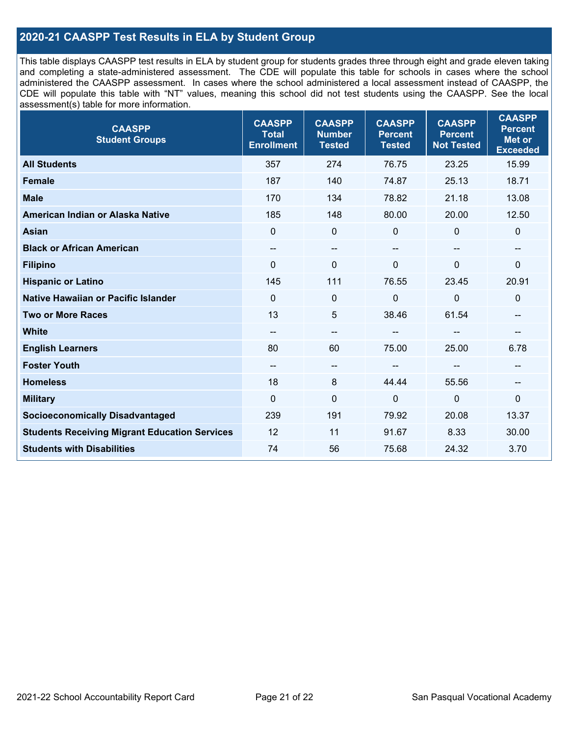## 2020-21 CAASPP Test Results in ELA by Student Group

This table displays CAASPP test results in ELA by student group for students grades three through eight and grade eleven taking and completing a state-administered assessment. The CDE will populate this table for schools in cases where the school administered the CAASPP assessment. In cases where the school administered a local assessment instead of CAASPP, the CDE will populate this table with "NT" values, meaning this school did not test students using the CAASPP. See the local assessment(s) table for more information.

| CAASPP Student Groups | CAASPP Total Enrollment | CAASPP Number Tested | CAASPP Percent Tested | CAASPP Percent Not Tested | CAASPP Percent Met or Exceeded |
|---|---|---|---|---|---|
| **All Students** | 357 | 274 | 76.75 | 23.25 | 15.99 |
| **Female** | 187 | 140 | 74.87 | 25.13 | 18.71 |
| **Male** | 170 | 134 | 78.82 | 21.18 | 13.08 |
| **American Indian or Alaska Native** | 185 | 148 | 80.00 | 20.00 | 12.50 |
| **Asian** | 0 | 0 | 0 | 0 | 0 |
| **Black or African American** | -- | -- | -- | -- | -- |
| **Filipino** | 0 | 0 | 0 | 0 | 0 |
| **Hispanic or Latino** | 145 | 111 | 76.55 | 23.45 | 20.91 |
| **Native Hawaiian or Pacific Islander** | 0 | 0 | 0 | 0 | 0 |
| **Two or More Races** | 13 | 5 | 38.46 | 61.54 | -- |
| **White** | -- | -- | -- | -- | -- |
| **English Learners** | 80 | 60 | 75.00 | 25.00 | 6.78 |
| **Foster Youth** | -- | -- | -- | -- | -- |
| **Homeless** | 18 | 8 | 44.44 | 55.56 | -- |
| **Military** | 0 | 0 | 0 | 0 | 0 |
| **Socioeconomically Disadvantaged** | 239 | 191 | 79.92 | 20.08 | 13.37 |
| **Students Receiving Migrant Education Services** | 12 | 11 | 91.67 | 8.33 | 30.00 |
| **Students with Disabilities** | 74 | 56 | 75.68 | 24.32 | 3.70 |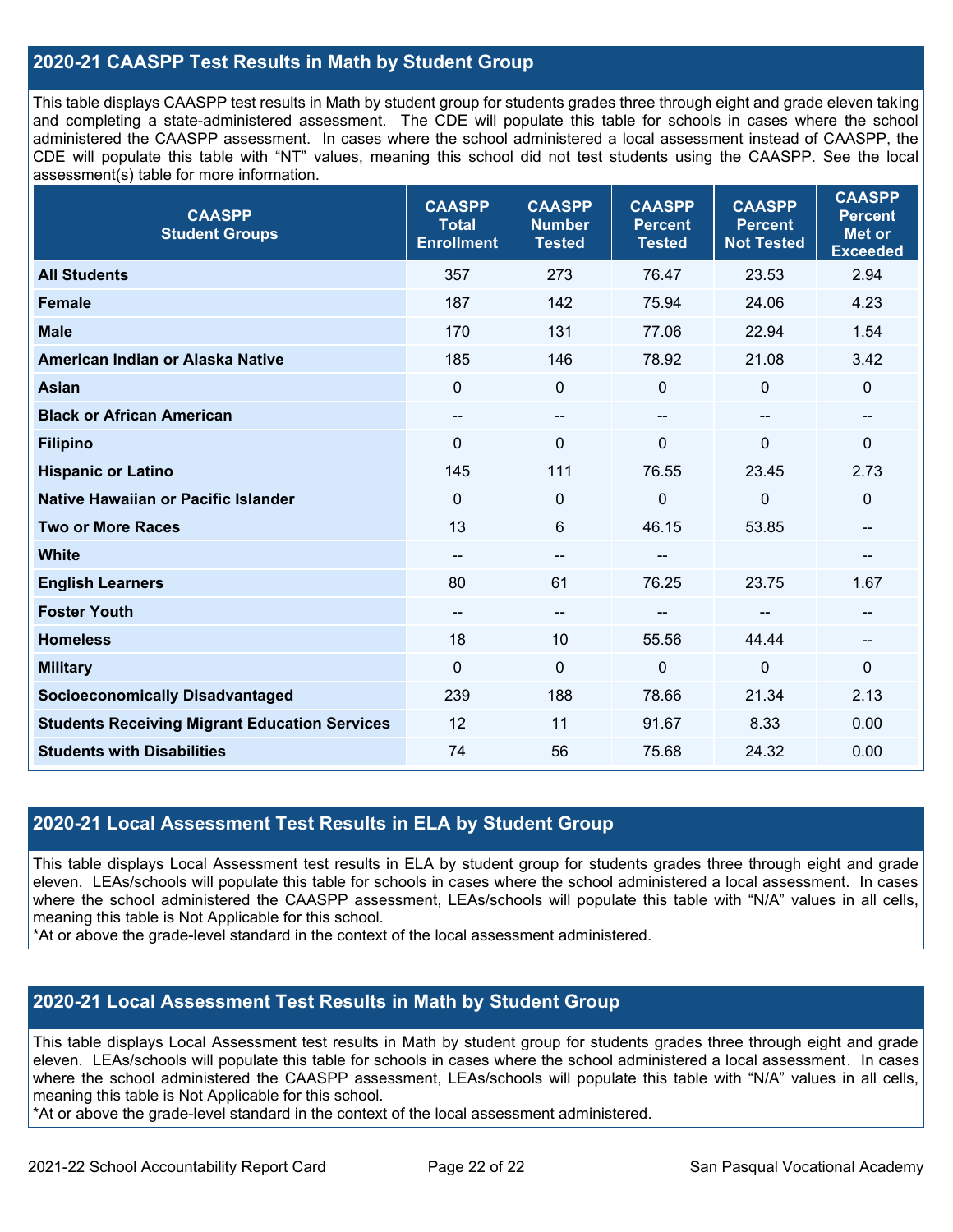## 2020-21 CAASPP Test Results in Math by Student Group

This table displays CAASPP test results in Math by student group for students grades three through eight and grade eleven taking and completing a state-administered assessment. The CDE will populate this table for schools in cases where the school administered the CAASPP assessment. In cases where the school administered a local assessment instead of CAASPP, the CDE will populate this table with "NT" values, meaning this school did not test students using the CAASPP. See the local assessment(s) table for more information.

| CAASPP Student Groups | CAASPP Total Enrollment | CAASPP Number Tested | CAASPP Percent Tested | CAASPP Percent Not Tested | CAASPP Percent Met or Exceeded |
|---|---|---|---|---|---|
| **All Students** | 357 | 273 | 76.47 | 23.53 | 2.94 |
| **Female** | 187 | 142 | 75.94 | 24.06 | 4.23 |
| **Male** | 170 | 131 | 77.06 | 22.94 | 1.54 |
| **American Indian or Alaska Native** | 185 | 146 | 78.92 | 21.08 | 3.42 |
| **Asian** | 0 | 0 | 0 | 0 | 0 |
| **Black or African American** | -- | -- | -- | -- | -- |
| **Filipino** | 0 | 0 | 0 | 0 | 0 |
| **Hispanic or Latino** | 145 | 111 | 76.55 | 23.45 | 2.73 |
| **Native Hawaiian or Pacific Islander** | 0 | 0 | 0 | 0 | 0 |
| **Two or More Races** | 13 | 6 | 46.15 | 53.85 | -- |
| **White** | -- | -- | -- | | -- |
| **English Learners** | 80 | 61 | 76.25 | 23.75 | 1.67 |
| **Foster Youth** | -- | -- | -- | -- | -- |
| **Homeless** | 18 | 10 | 55.56 | 44.44 | -- |
| **Military** | 0 | 0 | 0 | 0 | 0 |
| **Socioeconomically Disadvantaged** | 239 | 188 | 78.66 | 21.34 | 2.13 |
| **Students Receiving Migrant Education Services** | 12 | 11 | 91.67 | 8.33 | 0.00 |
| **Students with Disabilities** | 74 | 56 | 75.68 | 24.32 | 0.00 |

## 2020-21 Local Assessment Test Results in ELA by Student Group

This table displays Local Assessment test results in ELA by student group for students grades three through eight and grade eleven. LEAs/schools will populate this table for schools in cases where the school administered a local assessment. In cases where the school administered the CAASPP assessment, LEAs/schools will populate this table with "N/A" values in all cells, meaning this table is Not Applicable for this school.
*At or above the grade-level standard in the context of the local assessment administered.

## 2020-21 Local Assessment Test Results in Math by Student Group

This table displays Local Assessment test results in Math by student group for students grades three through eight and grade eleven. LEAs/schools will populate this table for schools in cases where the school administered a local assessment. In cases where the school administered the CAASPP assessment, LEAs/schools will populate this table with "N/A" values in all cells, meaning this table is Not Applicable for this school.
*At or above the grade-level standard in the context of the local assessment administered.